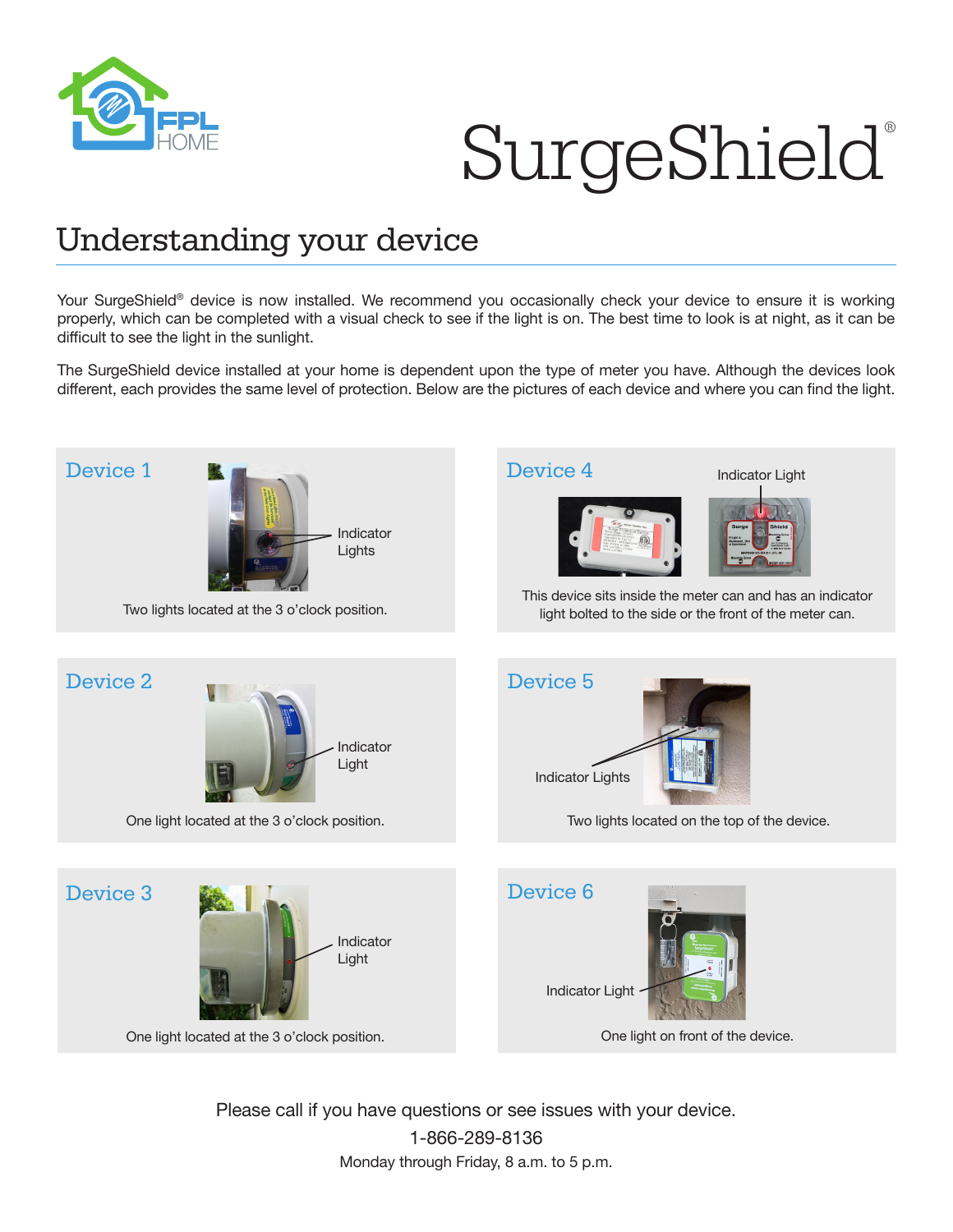FPL HOME

# SurgeShield®

## Understanding your device

Your SurgeShield® device is now installed. We recommend you occasionally check your device to ensure it is working properly, which can be completed with a visual check to see if the light is on. The best time to look is at night, as it can be difficult to see the light in the sunlight.

The SurgeShield device installed at your home is dependent upon the type of meter you have. Although the devices look different, each provides the same level of protection. Below are the pictures of each device and where you can find the light.

### Device 1

Indicator Lights

Two lights located at the 3 o'clock position.

### Device 2

Indicator Light

One light located at the 3 o'clock position.

### Device 3

Indicator Light

One light located at the 3 o'clock position.

### Device 4

Indicator Light

This device sits inside the meter can and has an indicator light bolted to the side or the front of the meter can.

### Device 5

Indicator Lights

Two lights located on the top of the device.

### Device 6

Indicator Light

One light on front of the device.

Please call if you have questions or see issues with your device.

1-866-289-8136

Monday through Friday, 8 a.m. to 5 p.m.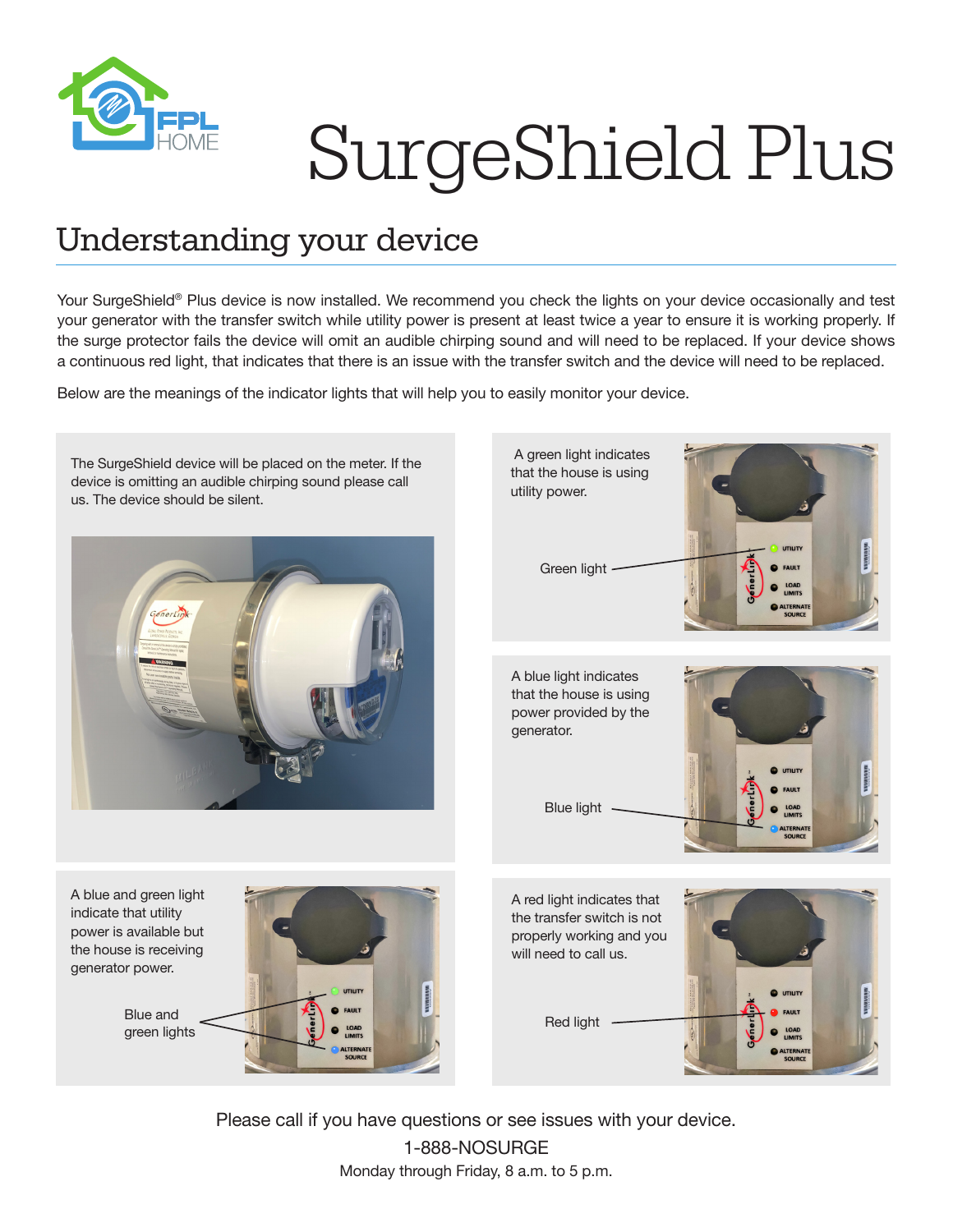# SurgeShield Plus

## Understanding your device

Your SurgeShield® Plus device is now installed. We recommend you check the lights on your device occasionally and test your generator with the transfer switch while utility power is present at least twice a year to ensure it is working properly. If the surge protector fails the device will omit an audible chirping sound and will need to be replaced. If your device shows a continuous red light, that indicates that there is an issue with the transfer switch and the device will need to be replaced.

Below are the meanings of the indicator lights that will help you to easily monitor your device.

The SurgeShield device will be placed on the meter. If the device is omitting an audible chirping sound please call us. The device should be silent.

A green light indicates that the house is using utility power.

Green light

A blue light indicates that the house is using power provided by the generator.

Blue light

A blue and green light indicate that utility power is available but the house is receiving generator power.

Blue and green lights

A red light indicates that the transfer switch is not properly working and you will need to call us.

Red light

Please call if you have questions or see issues with your device.

1-888-NOSURGE

Monday through Friday, 8 a.m. to 5 p.m.